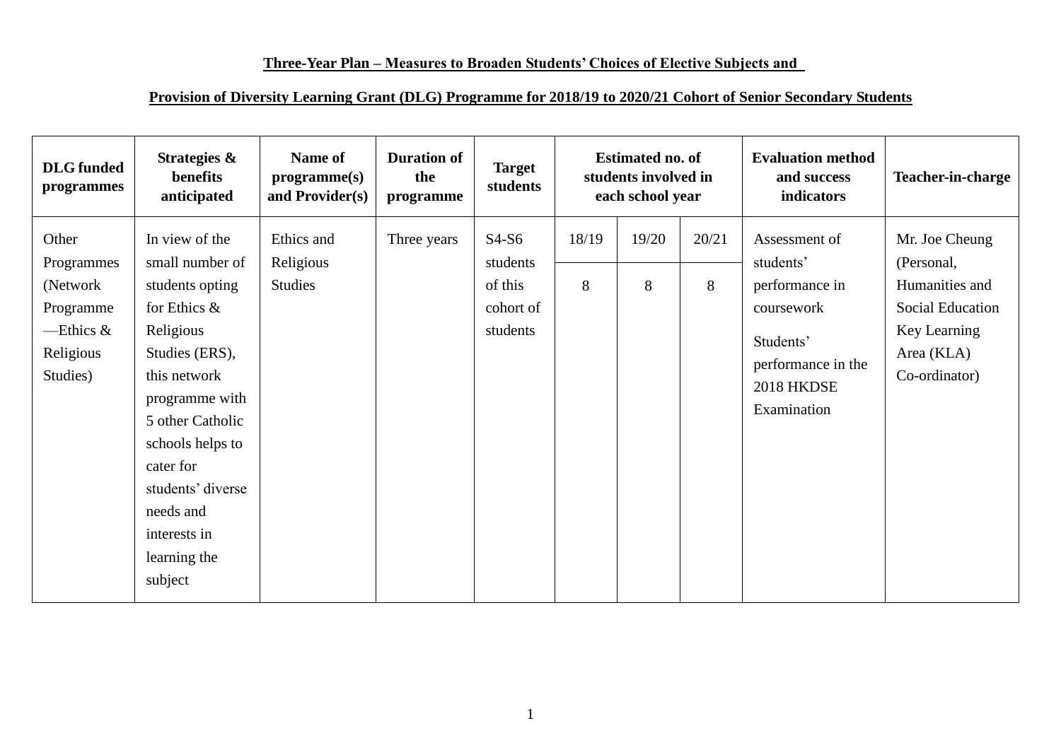**Three-Year Plan – Measures to Broaden Students' Choices of Elective Subjects and**

**Provision of Diversity Learning Grant (DLG) Programme for 2018/19 to 2020/21 Cohort of Senior Secondary Students**

| DLG funded programmes | Strategies & benefits anticipated | Name of programme(s) and Provider(s) | Duration of the programme | Target students | Estimated no. of students involved in each school year | | | Evaluation method and success indicators | Teacher-in-charge |
|---|---|---|---|---|---|---|---|---|---|
| | | | | | 18/19 | 19/20 | 20/21 | | |
| Other Programmes (Network Programme —Ethics & Religious Studies) | In view of the small number of students opting for Ethics & Religious Studies (ERS), this network programme with 5 other Catholic schools helps to cater for students' diverse needs and interests in learning the subject | Ethics and Religious Studies | Three years | S4-S6 students of this cohort of students | 8 | 8 | 8 | Assessment of students' performance in coursework<br><br>Students' performance in the 2018 HKDSE Examination | Mr. Joe Cheung (Personal, Humanities and Social Education Key Learning Area (KLA) Co-ordinator) |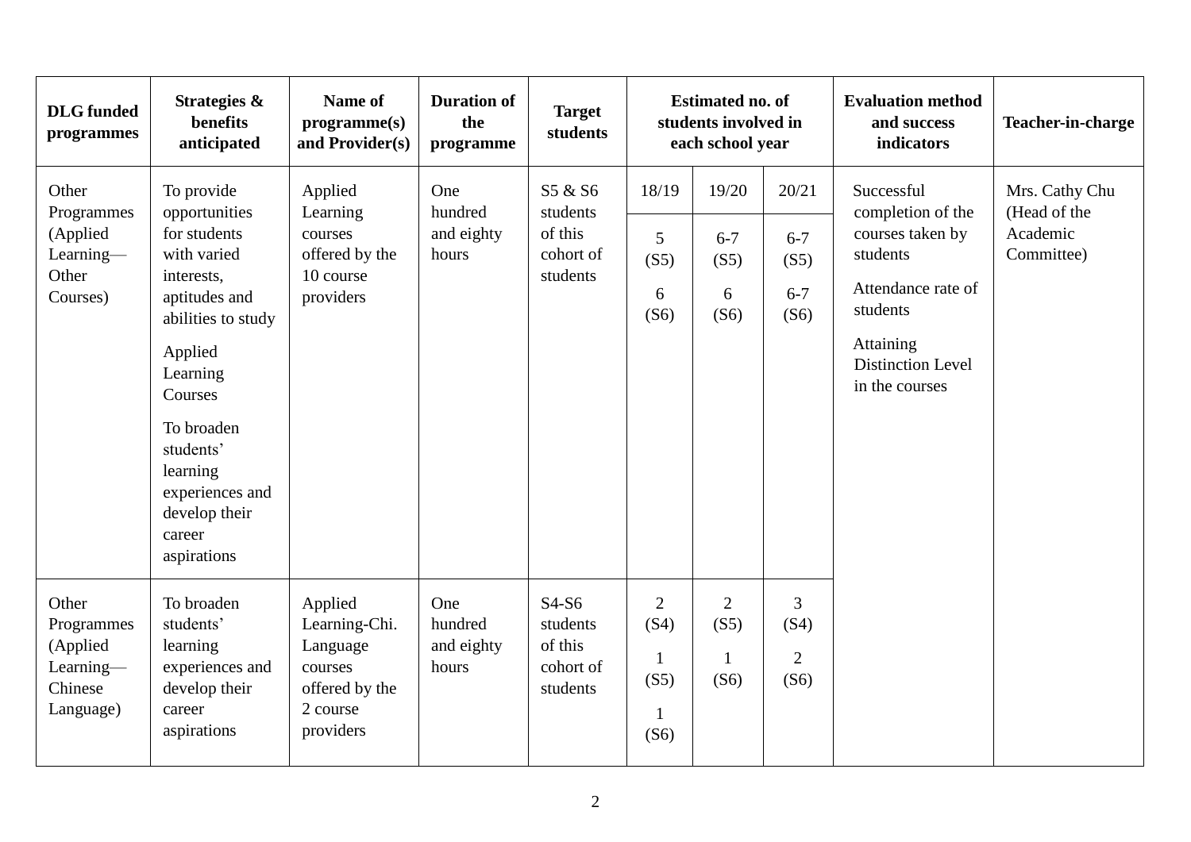| DLG funded programmes | Strategies & benefits anticipated | Name of programme(s) and Provider(s) | Duration of the programme | Target students | Estimated no. of students involved in each school year | | | Evaluation method and success indicators | Teacher-in-charge |
|---|---|---|---|---|---|---|---|---|---|
| | | | | | 18/19 | 19/20 | 20/21 | | |
| Other Programmes (Applied Learning—Other Courses) | To provide opportunities for students with varied interests, aptitudes and abilities to study Applied Learning Courses<br><br>To broaden students' learning experiences and develop their career aspirations | Applied Learning courses offered by the 10 course providers | One hundred and eighty hours | S5 & S6 students of this cohort of students | 5 (S5)<br><br>6 (S6) | 6-7 (S5)<br><br>6 (S6) | 6-7 (S5)<br><br>6-7 (S6) | Successful completion of the courses taken by students<br><br>Attendance rate of students<br><br>Attaining Distinction Level in the courses | Mrs. Cathy Chu (Head of the Academic Committee) |
| Other Programmes (Applied Learning—Chinese Language) | To broaden students' learning experiences and develop their career aspirations | Applied Learning-Chi. Language courses offered by the 2 course providers | One hundred and eighty hours | S4-S6 students of this cohort of students | 2 (S4)<br><br>1 (S5)<br><br>1 (S6) | 2 (S5)<br><br>1 (S6) | 3 (S4)<br><br>2 (S6) | | |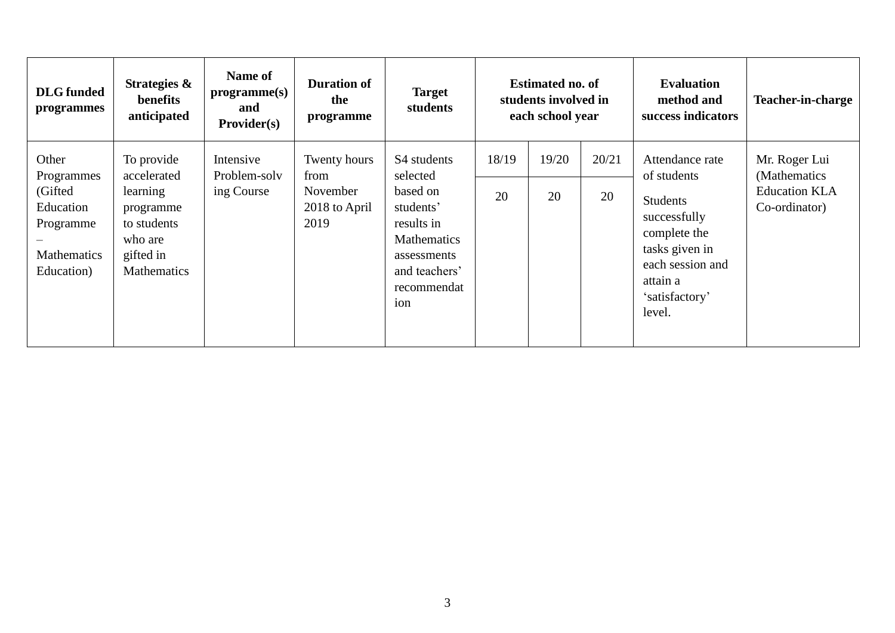| DLG funded programmes | Strategies & benefits anticipated | Name of programme(s) and Provider(s) | Duration of the programme | Target students | Estimated no. of students involved in each school year | | | Evaluation method and success indicators | Teacher-in-charge |
|---|---|---|---|---|---|---|---|---|---|
| | | | | | 18/19 | 19/20 | 20/21 | | |
| Other Programmes (Gifted Education Programme – Mathematics Education) | To provide accelerated learning programme to students who are gifted in Mathematics | Intensive Problem-solving Course | Twenty hours from November 2018 to April 2019 | S4 students selected based on students' results in Mathematics assessments and teachers' recommendation | 20 | 20 | 20 | Attendance rate of students<br><br>Students successfully complete the tasks given in each session and attain a 'satisfactory' level. | Mr. Roger Lui (Mathematics Education KLA Co-ordinator) |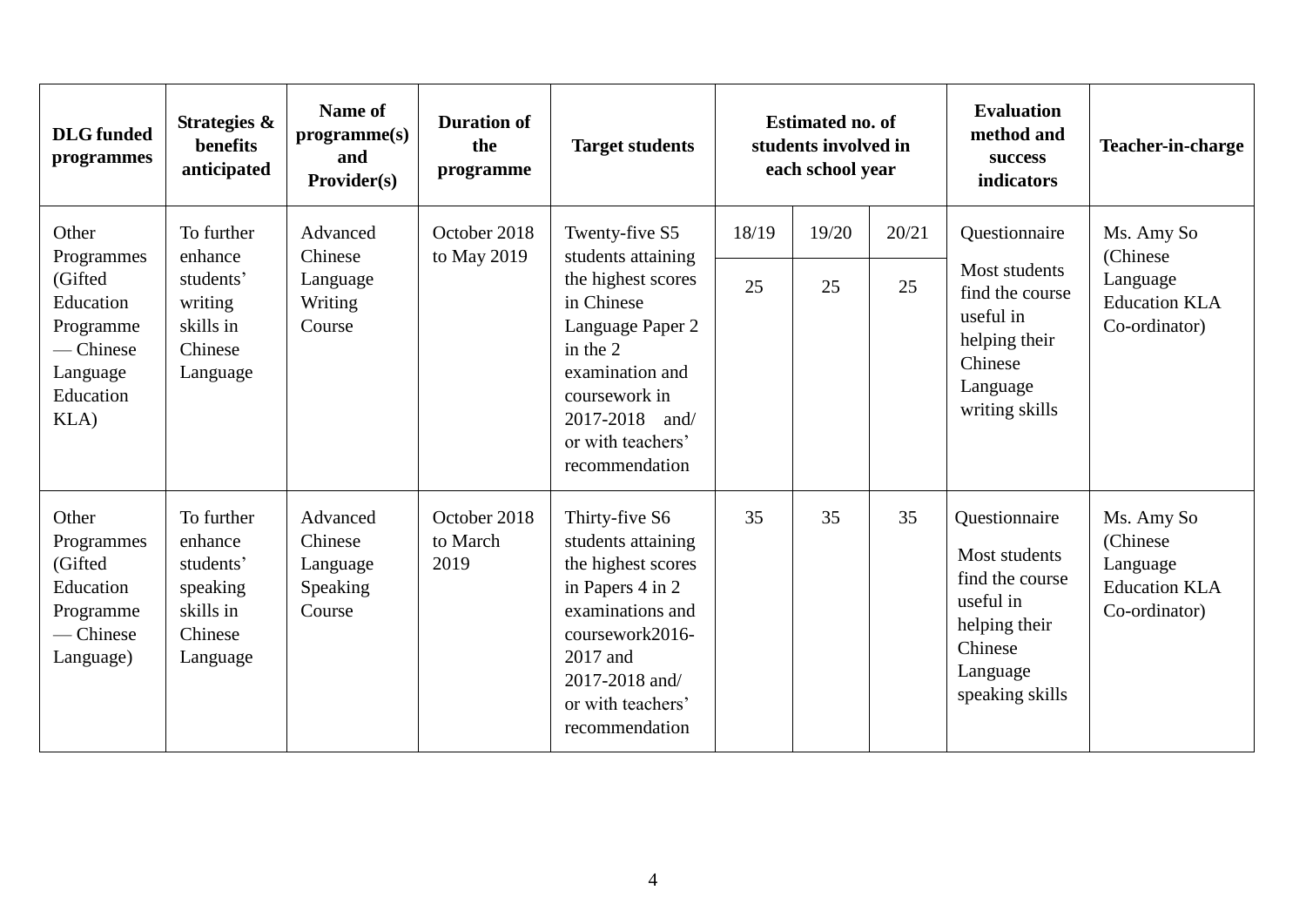| DLG funded programmes | Strategies & benefits anticipated | Name of programme(s) and Provider(s) | Duration of the programme | Target students | Estimated no. of students involved in each school year | | | Evaluation method and success indicators | Teacher-in-charge |
|---|---|---|---|---|---|---|---|---|---|
| | | | | | 18/19 | 19/20 | 20/21 | | |
| Other Programmes (Gifted Education Programme — Chinese Language Education KLA) | To further enhance students' writing skills in Chinese Language | Advanced Chinese Language Writing Course | October 2018 to May 2019 | Twenty-five S5 students attaining the highest scores in Chinese Language Paper 2 in the 2 examination and coursework in 2017-2018 and/ or with teachers' recommendation | 25 | 25 | 25 | Questionnaire<br>Most students find the course useful in helping their Chinese Language writing skills | Ms. Amy So (Chinese Language Education KLA Co-ordinator) |
| Other Programmes (Gifted Education Programme — Chinese Language) | To further enhance students' speaking skills in Chinese Language | Advanced Chinese Language Speaking Course | October 2018 to March 2019 | Thirty-five S6 students attaining the highest scores in Papers 4 in 2 examinations and coursework2016-2017 and 2017-2018 and/ or with teachers' recommendation | 35 | 35 | 35 | Questionnaire<br>Most students find the course useful in helping their Chinese Language speaking skills | Ms. Amy So (Chinese Language Education KLA Co-ordinator) |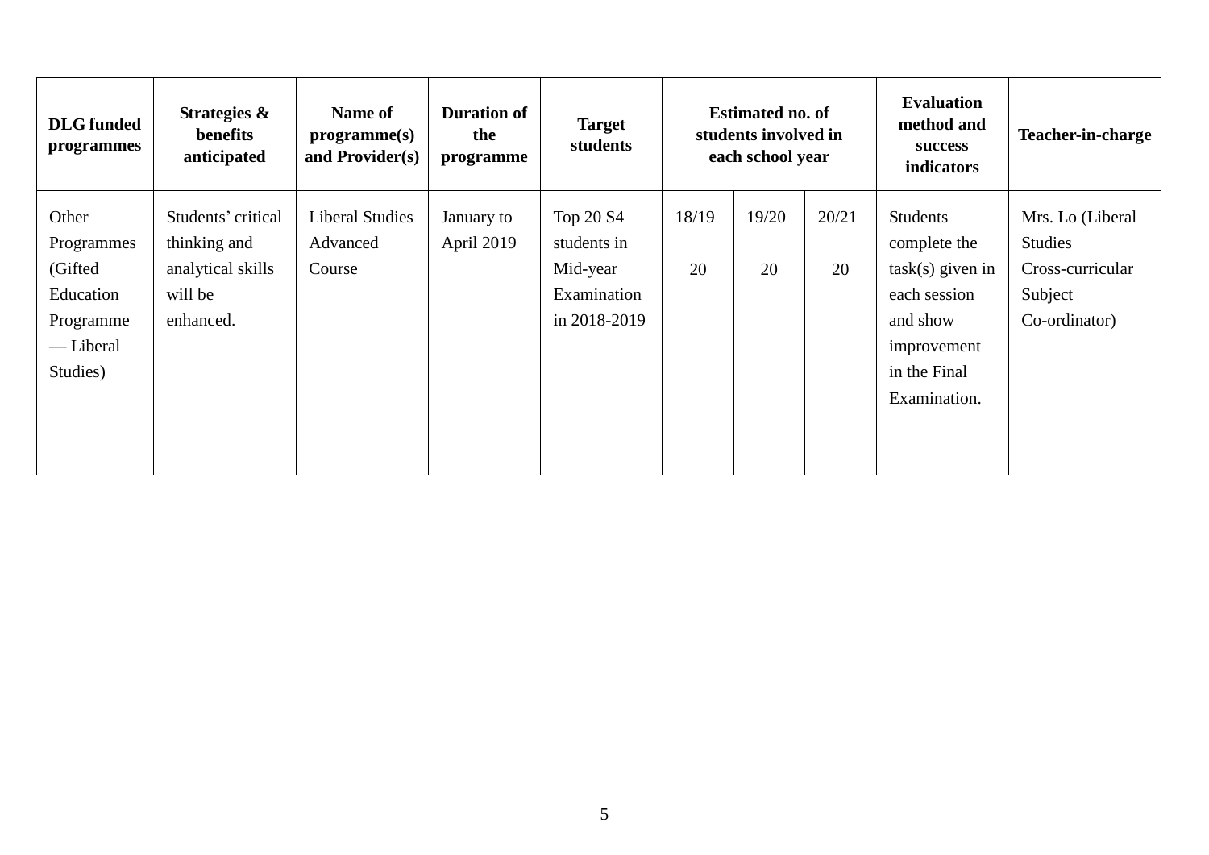| DLG funded programmes | Strategies & benefits anticipated | Name of programme(s) and Provider(s) | Duration of the programme | Target students | Estimated no. of students involved in each school year | | | Evaluation method and success indicators | Teacher-in-charge |
|---|---|---|---|---|---|---|---|---|---|
| | | | | | 18/19 | 19/20 | 20/21 | | |
| Other Programmes (Gifted Education Programme — Liberal Studies) | Students' critical thinking and analytical skills will be enhanced. | Liberal Studies Advanced Course | January to April 2019 | Top 20 S4 students in Mid-year Examination in 2018-2019 | 20 | 20 | 20 | Students complete the task(s) given in each session and show improvement in the Final Examination. | Mrs. Lo (Liberal Studies Cross-curricular Subject Co-ordinator) |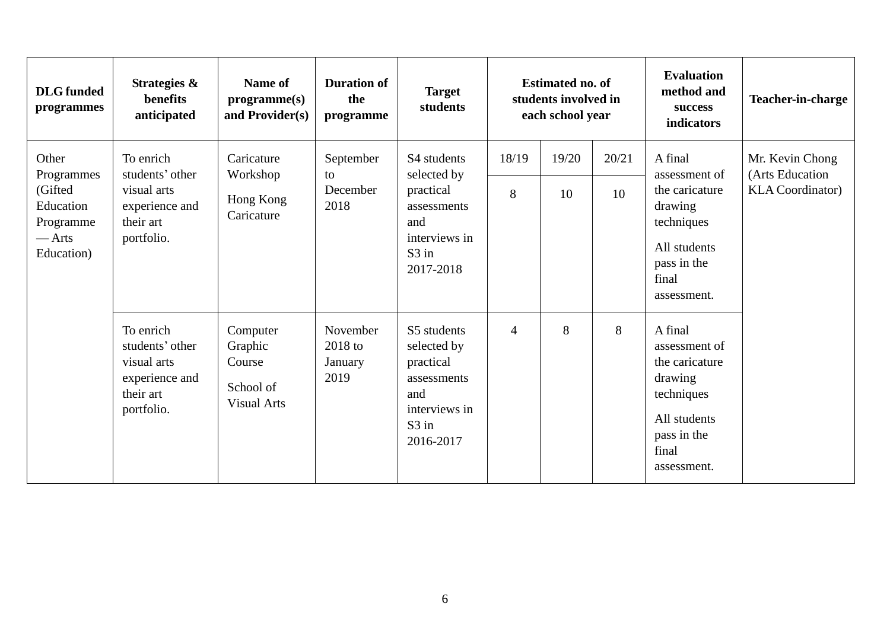| DLG funded programmes | Strategies & benefits anticipated | Name of programme(s) and Provider(s) | Duration of the programme | Target students | Estimated no. of students involved in each school year | | | Evaluation method and success indicators | Teacher-in-charge |
|---|---|---|---|---|---|---|---|---|---|
| | | | | | 18/19 | 19/20 | 20/21 | | |
| Other Programmes (Gifted Education Programme — Arts Education) | To enrich students' other visual arts experience and their art portfolio. | Caricature Workshop<br><br>Hong Kong Caricature | September to December 2018 | S4 students selected by practical assessments and interviews in S3 in 2017-2018 | 8 | 10 | 10 | A final assessment of the caricature drawing techniques<br><br>All students pass in the final assessment. | Mr. Kevin Chong (Arts Education KLA Coordinator) |
| | To enrich students' other visual arts experience and their art portfolio. | Computer Graphic Course<br><br>School of Visual Arts | November 2018 to January 2019 | S5 students selected by practical assessments and interviews in S3 in 2016-2017 | 4 | 8 | 8 | A final assessment of the caricature drawing techniques<br><br>All students pass in the final assessment. | |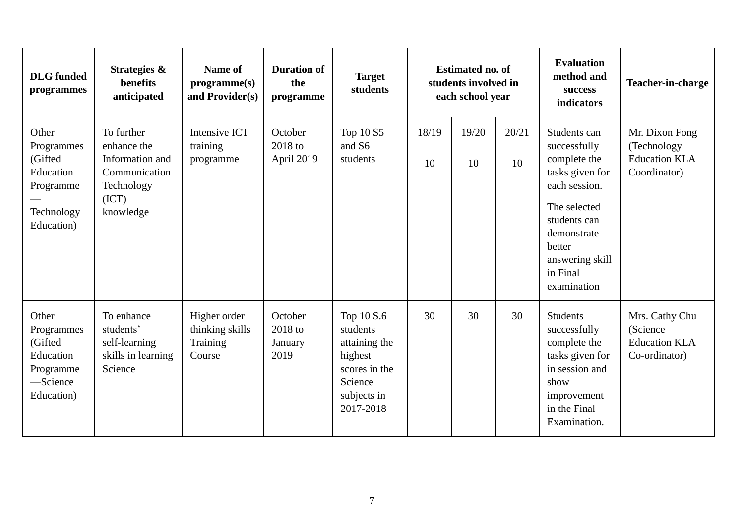| DLG funded programmes | Strategies & benefits anticipated | Name of programme(s) and Provider(s) | Duration of the programme | Target students | Estimated no. of students involved in each school year | | | Evaluation method and success indicators | Teacher-in-charge |
|---|---|---|---|---|---|---|---|---|---|
| | | | | | 18/19 | 19/20 | 20/21 | | |
| Other Programmes (Gifted Education Programme — Technology Education) | To further enhance the Information and Communication Technology (ICT) knowledge | Intensive ICT training programme | October 2018 to April 2019 | Top 10 S5 and S6 students | 10 | 10 | 10 | Students can successfully complete the tasks given for each session. The selected students can demonstrate better answering skill in Final examination | Mr. Dixon Fong (Technology Education KLA Coordinator) |
| Other Programmes (Gifted Education Programme —Science Education) | To enhance students' self-learning skills in learning Science | Higher order thinking skills Training Course | October 2018 to January 2019 | Top 10 S.6 students attaining the highest scores in the Science subjects in 2017-2018 | 30 | 30 | 30 | Students successfully complete the tasks given for in session and show improvement in the Final Examination. | Mrs. Cathy Chu (Science Education KLA Co-ordinator) |